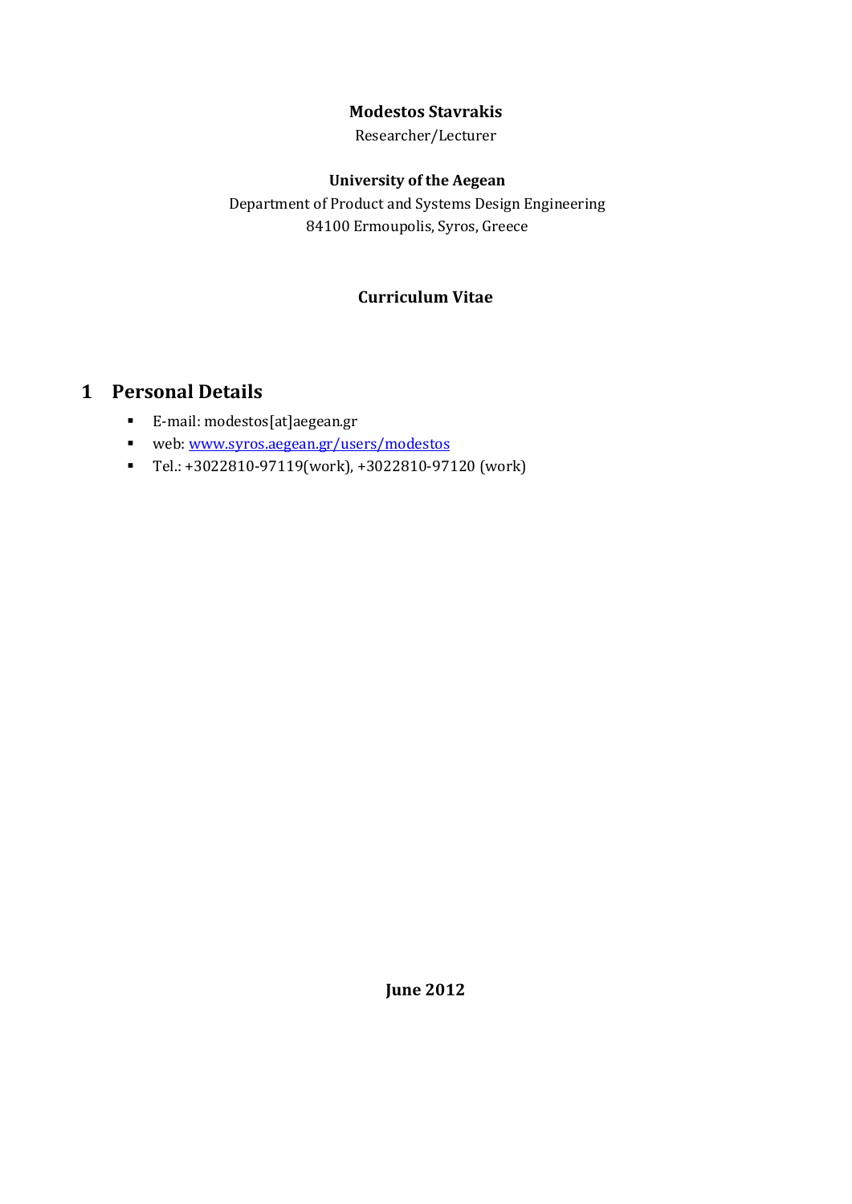**Modestos Stavrakis**

Researcher/Lecturer

**University of the Aegean**

Department of Product and Systems Design Engineering

84100 Ermoupolis, Syros, Greece

**Curriculum Vitae**

# 1 Personal Details

- E-mail: modestos[at]aegean.gr
- web: [www.syros.aegean.gr/users/modestos](www.syros.aegean.gr/users/modestos)
- Tel.: +3022810-97119(work), +3022810-97120 (work)

**June 2012**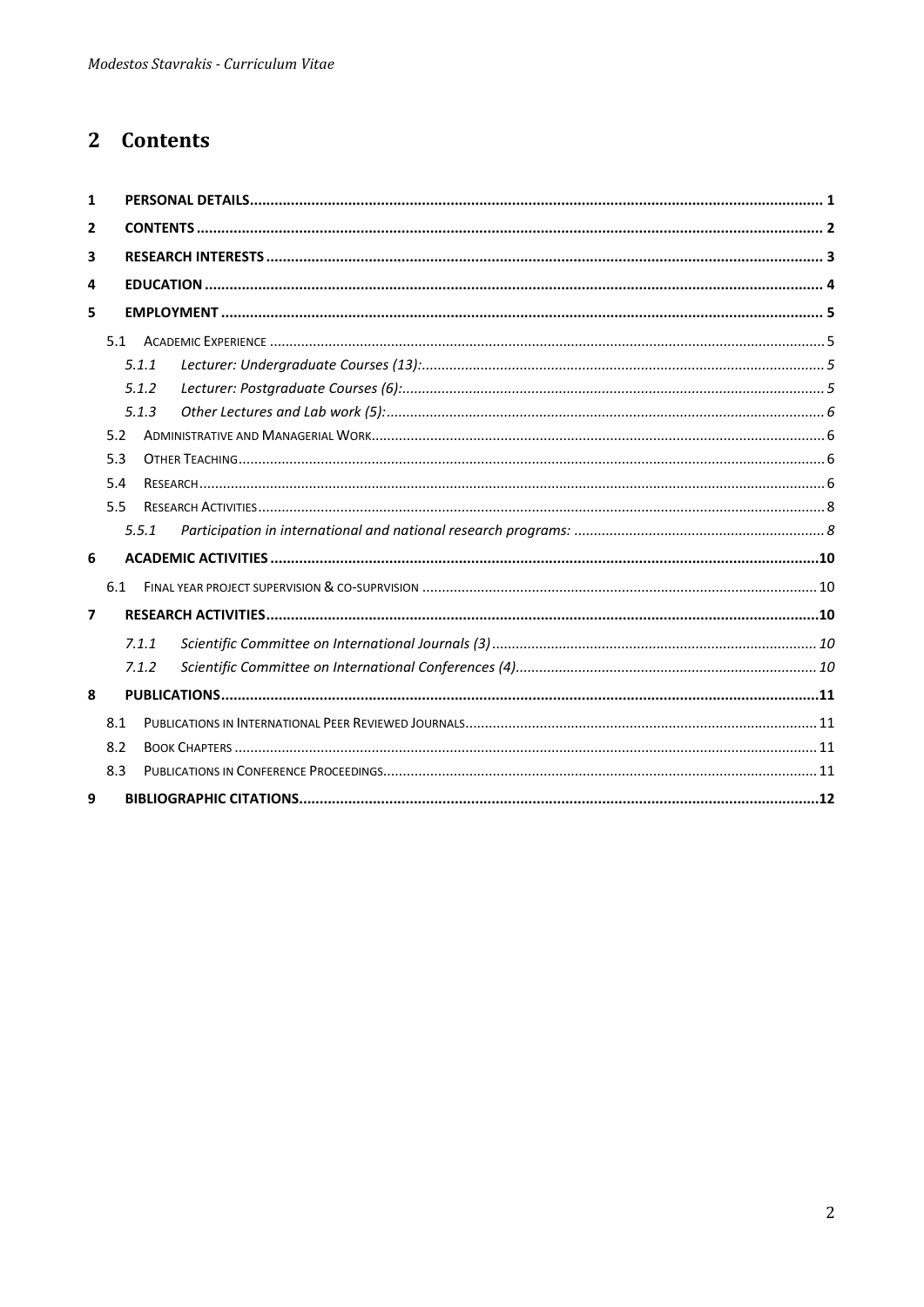# 2 Contents

1 PERSONAL DETAILS ........ 1

2 CONTENTS ........ 2

3 RESEARCH INTERESTS ........ 3

4 EDUCATION ........ 4

5 EMPLOYMENT ........ 5

- 5.1 ACADEMIC EXPERIENCE ........ 5
  - 5.1.1 *Lecturer: Undergraduate Courses (13):* ........ 5
  - 5.1.2 *Lecturer: Postgraduate Courses (6):* ........ 5
  - 5.1.3 *Other Lectures and Lab work (5):* ........ 6
- 5.2 ADMINISTRATIVE AND MANAGERIAL WORK ........ 6
- 5.3 OTHER TEACHING ........ 6
- 5.4 RESEARCH ........ 6
- 5.5 RESEARCH ACTIVITIES ........ 8
  - 5.5.1 *Participation in international and national research programs:* ........ 8

6 ACADEMIC ACTIVITIES ........ 10

- 6.1 FINAL YEAR PROJECT SUPERVISION & CO-SUPRVISION ........ 10

7 RESEARCH ACTIVITIES ........ 10

- 7.1.1 *Scientific Committee on International Journals (3)* ........ 10
- 7.1.2 *Scientific Committee on International Conferences (4)* ........ 10

8 PUBLICATIONS ........ 11

- 8.1 PUBLICATIONS IN INTERNATIONAL PEER REVIEWED JOURNALS ........ 11
- 8.2 BOOK CHAPTERS ........ 11
- 8.3 PUBLICATIONS IN CONFERENCE PROCEEDINGS ........ 11

9 BIBLIOGRAPHIC CITATIONS ........ 12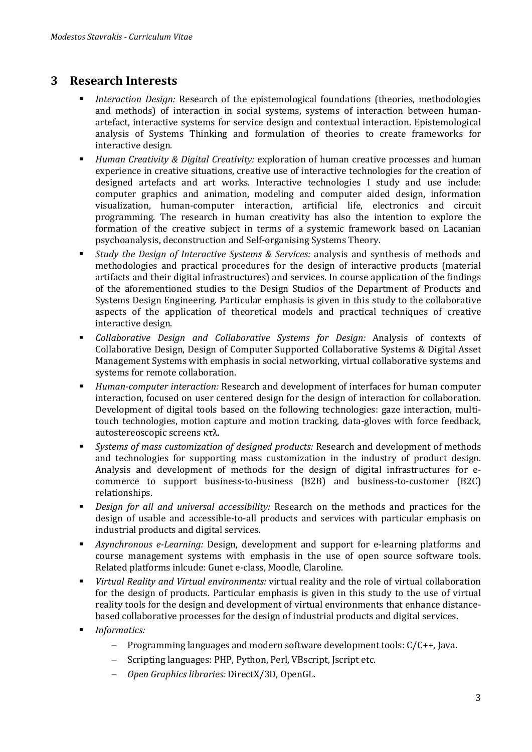## 3 Research Interests

- *Interaction Design:* Research of the epistemological foundations (theories, methodologies and methods) of interaction in social systems, systems of interaction between human-artefact, interactive systems for service design and contextual interaction. Epistemological analysis of Systems Thinking and formulation of theories to create frameworks for interactive design.
- *Human Creativity & Digital Creativity:* exploration of human creative processes and human experience in creative situations, creative use of interactive technologies for the creation of designed artefacts and art works. Interactive technologies I study and use include: computer graphics and animation, modeling and computer aided design, information visualization, human-computer interaction, artificial life, electronics and circuit programming. The research in human creativity has also the intention to explore the formation of the creative subject in terms of a systemic framework based on Lacanian psychoanalysis, deconstruction and Self-organising Systems Theory.
- *Study the Design of Interactive Systems & Services:* analysis and synthesis of methods and methodologies and practical procedures for the design of interactive products (material artifacts and their digital infrastructures) and services. In course application of the findings of the aforementioned studies to the Design Studios of the Department of Products and Systems Design Engineering. Particular emphasis is given in this study to the collaborative aspects of the application of theoretical models and practical techniques of creative interactive design.
- *Collaborative Design and Collaborative Systems for Design:* Analysis of contexts of Collaborative Design, Design of Computer Supported Collaborative Systems & Digital Asset Management Systems with emphasis in social networking, virtual collaborative systems and systems for remote collaboration.
- *Human-computer interaction:* Research and development of interfaces for human computer interaction, focused on user centered design for the design of interaction for collaboration. Development of digital tools based on the following technologies: gaze interaction, multi-touch technologies, motion capture and motion tracking, data-gloves with force feedback, autostereoscopic screens κτλ.
- *Systems of mass customization of designed products:* Research and development of methods and technologies for supporting mass customization in the industry of product design. Analysis and development of methods for the design of digital infrastructures for e-commerce to support business-to-business (B2B) and business-to-customer (B2C) relationships.
- *Design for all and universal accessibility:* Research on the methods and practices for the design of usable and accessible-to-all products and services with particular emphasis on industrial products and digital services.
- *Asynchronous e-Learning:* Design, development and support for e-learning platforms and course management systems with emphasis in the use of open source software tools. Related platforms inlcude: Gunet e-class, Moodle, Claroline.
- *Virtual Reality and Virtual environments:* virtual reality and the role of virtual collaboration for the design of products. Particular emphasis is given in this study to the use of virtual reality tools for the design and development of virtual environments that enhance distance-based collaborative processes for the design of industrial products and digital services.
- *Informatics:*
  - Programming languages and modern software development tools: C/C++, Java.
  - Scripting languages: PHP, Python, Perl, VBscript, Jscript etc.
  - *Open Graphics libraries:* DirectX/3D, OpenGL.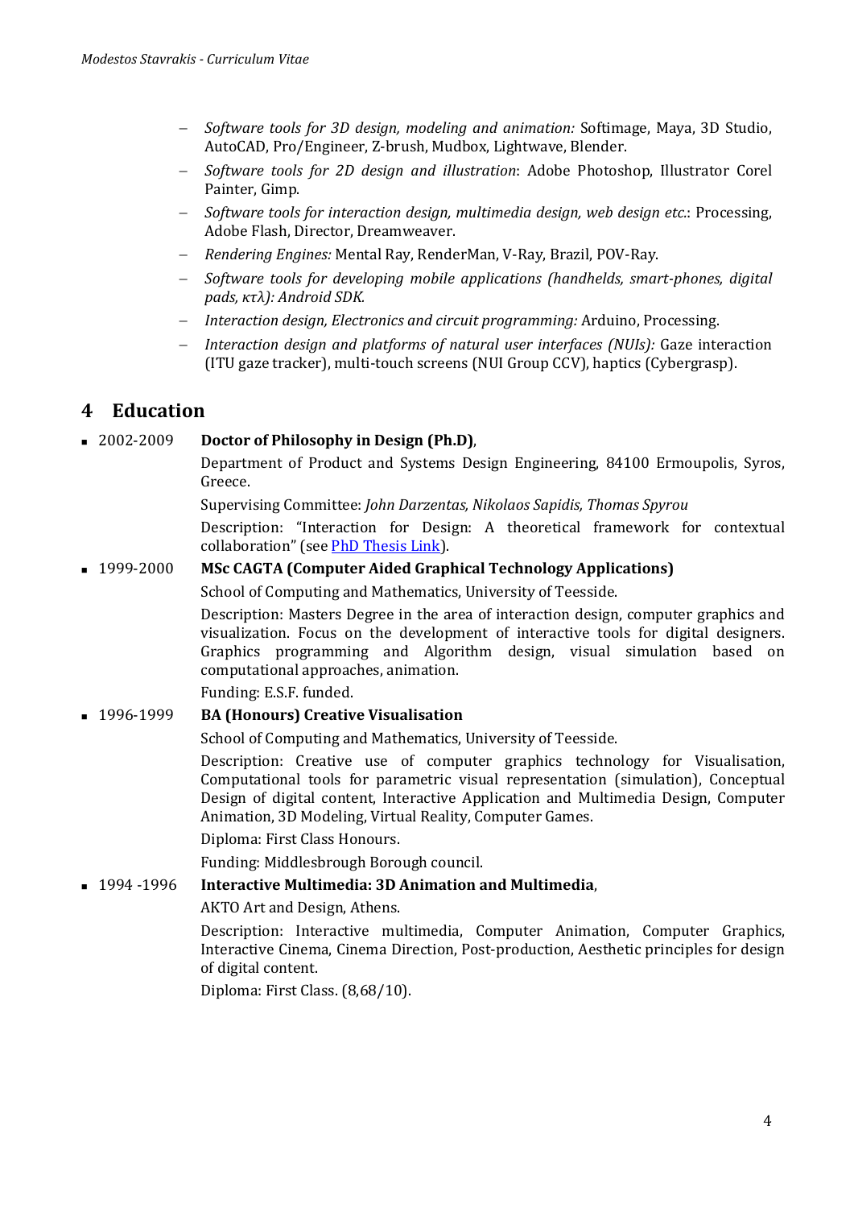- *Software tools for 3D design, modeling and animation:* Softimage, Maya, 3D Studio, AutoCAD, Pro/Engineer, Z-brush, Mudbox, Lightwave, Blender.
- *Software tools for 2D design and illustration*: Adobe Photoshop, Illustrator Corel Painter, Gimp.
- *Software tools for interaction design, multimedia design, web design etc.*: Processing, Adobe Flash, Director, Dreamweaver.
- *Rendering Engines:* Mental Ray, RenderMan, V-Ray, Brazil, POV-Ray.
- *Software tools for developing mobile applications (handhelds, smart-phones, digital pads, κτλ): Android SDK.*
- *Interaction design, Electronics and circuit programming:* Arduino, Processing.
- *Interaction design and platforms of natural user interfaces (NUIs):* Gaze interaction (ITU gaze tracker), multi-touch screens (NUI Group CCV), haptics (Cybergrasp).

# 4 Education

- 2002-2009 **Doctor of Philosophy in Design (Ph.D)**,

  Department of Product and Systems Design Engineering, 84100 Ermoupolis, Syros, Greece.

  Supervising Committee: *John Darzentas, Nikolaos Sapidis, Thomas Spyrou*

  Description: "Interaction for Design: A theoretical framework for contextual collaboration" (see PhD Thesis Link).

- 1999-2000 **MSc CAGTA (Computer Aided Graphical Technology Applications)**

  School of Computing and Mathematics, University of Teesside.

  Description: Masters Degree in the area of interaction design, computer graphics and visualization. Focus on the development of interactive tools for digital designers. Graphics programming and Algorithm design, visual simulation based on computational approaches, animation.

  Funding: E.S.F. funded.

- 1996-1999 **BA (Honours) Creative Visualisation**

  School of Computing and Mathematics, University of Teesside.

  Description: Creative use of computer graphics technology for Visualisation, Computational tools for parametric visual representation (simulation), Conceptual Design of digital content, Interactive Application and Multimedia Design, Computer Animation, 3D Modeling, Virtual Reality, Computer Games.

  Diploma: First Class Honours.

  Funding: Middlesbrough Borough council.

- 1994 -1996 **Interactive Multimedia: 3D Animation and Multimedia**,

  AKTO Art and Design, Athens.

  Description: Interactive multimedia, Computer Animation, Computer Graphics, Interactive Cinema, Cinema Direction, Post-production, Aesthetic principles for design of digital content.

  Diploma: First Class. (8,68/10).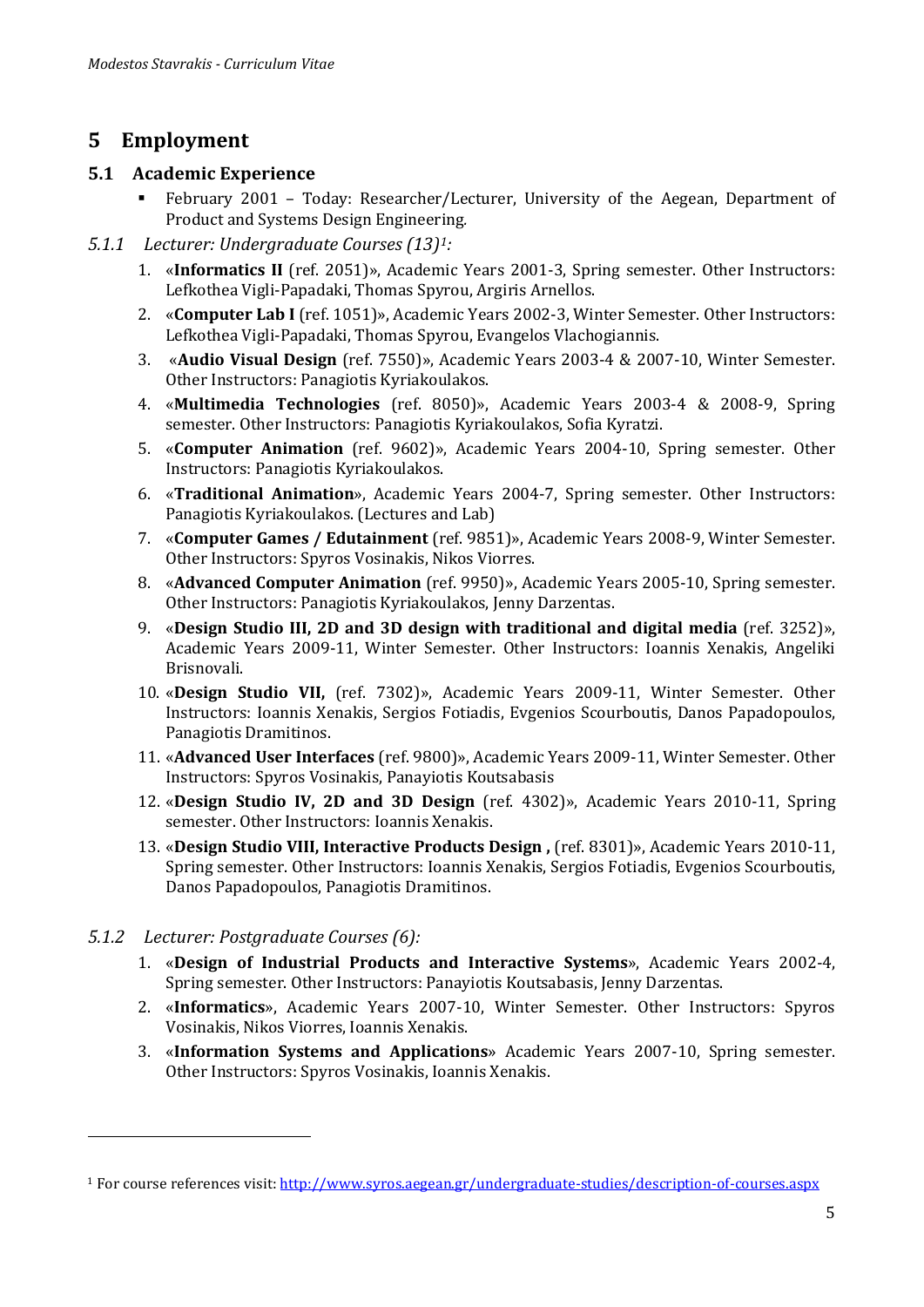# 5 Employment

## 5.1 Academic Experience

- February 2001 – Today: Researcher/Lecturer, University of the Aegean, Department of Product and Systems Design Engineering.

### 5.1.1 *Lecturer: Undergraduate Courses (13)*[1]*:*

1. «**Informatics II** (ref. 2051)», Academic Years 2001-3, Spring semester. Other Instructors: Lefkothea Vigli-Papadaki, Thomas Spyrou, Argiris Arnellos.
2. «**Computer Lab I** (ref. 1051)», Academic Years 2002-3, Winter Semester. Other Instructors: Lefkothea Vigli-Papadaki, Thomas Spyrou, Evangelos Vlachogiannis.
3. «**Audio Visual Design** (ref. 7550)», Academic Years 2003-4 & 2007-10, Winter Semester. Other Instructors: Panagiotis Kyriakoulakos.
4. «**Multimedia Technologies** (ref. 8050)», Academic Years 2003-4 & 2008-9, Spring semester. Other Instructors: Panagiotis Kyriakoulakos, Sofia Kyratzi.
5. «**Computer Animation** (ref. 9602)», Academic Years 2004-10, Spring semester. Other Instructors: Panagiotis Kyriakoulakos.
6. «**Traditional Animation**», Academic Years 2004-7, Spring semester. Other Instructors: Panagiotis Kyriakoulakos. (Lectures and Lab)
7. «**Computer Games / Edutainment** (ref. 9851)», Academic Years 2008-9, Winter Semester. Other Instructors: Spyros Vosinakis, Nikos Viorres.
8. «**Advanced Computer Animation** (ref. 9950)», Academic Years 2005-10, Spring semester. Other Instructors: Panagiotis Kyriakoulakos, Jenny Darzentas.
9. «**Design Studio III, 2D and 3D design with traditional and digital media** (ref. 3252)», Academic Years 2009-11, Winter Semester. Other Instructors: Ioannis Xenakis, Angeliki Brisnovali.
10. «**Design Studio VII,** (ref. 7302)», Academic Years 2009-11, Winter Semester. Other Instructors: Ioannis Xenakis, Sergios Fotiadis, Evgenios Scourboutis, Danos Papadopoulos, Panagiotis Dramitinos.
11. «**Advanced User Interfaces** (ref. 9800)», Academic Years 2009-11, Winter Semester. Other Instructors: Spyros Vosinakis, Panayiotis Koutsabasis
12. «**Design Studio IV, 2D and 3D Design** (ref. 4302)», Academic Years 2010-11, Spring semester. Other Instructors: Ioannis Xenakis.
13. «**Design Studio VIII, Interactive Products Design ,** (ref. 8301)», Academic Years 2010-11, Spring semester. Other Instructors: Ioannis Xenakis, Sergios Fotiadis, Evgenios Scourboutis, Danos Papadopoulos, Panagiotis Dramitinos.

### 5.1.2 *Lecturer: Postgraduate Courses (6):*

1. «**Design of Industrial Products and Interactive Systems**», Academic Years 2002-4, Spring semester. Other Instructors: Panayiotis Koutsabasis, Jenny Darzentas.
2. «**Informatics**», Academic Years 2007-10, Winter Semester. Other Instructors: Spyros Vosinakis, Nikos Viorres, Ioannis Xenakis.
3. «**Information Systems and Applications**» Academic Years 2007-10, Spring semester. Other Instructors: Spyros Vosinakis, Ioannis Xenakis.

---

[1] For course references visit: http://www.syros.aegean.gr/undergraduate-studies/description-of-courses.aspx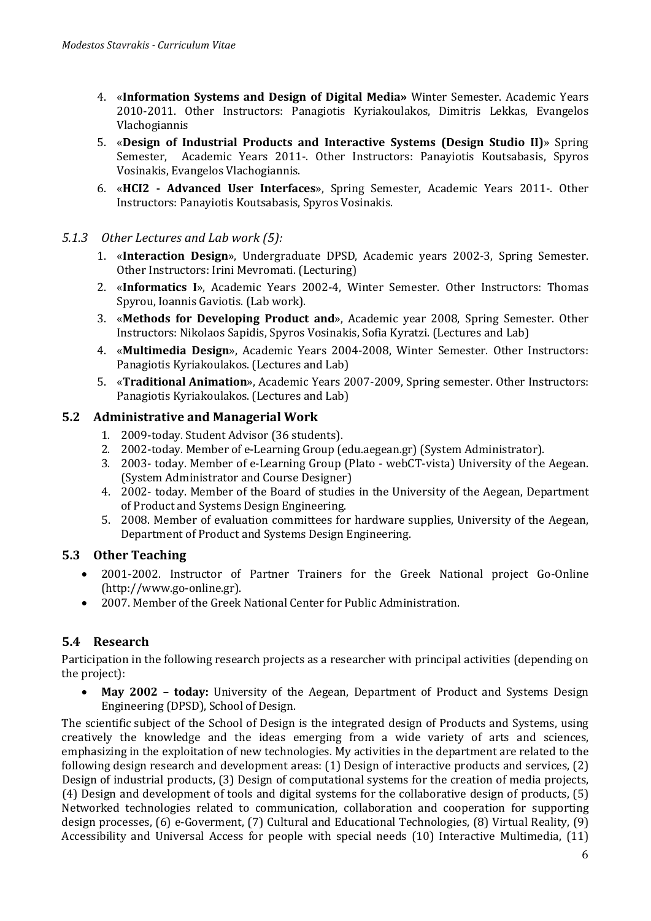4. «**Information Systems and Design of Digital Media»** Winter Semester. Academic Years 2010-2011. Other Instructors: Panagiotis Kyriakoulakos, Dimitris Lekkas, Evangelos Vlachogiannis
5. «**Design of Industrial Products and Interactive Systems (Design Studio II)**» Spring Semester, Academic Years 2011-. Other Instructors: Panayiotis Koutsabasis, Spyros Vosinakis, Evangelos Vlachogiannis.
6. «**HCI2 - Advanced User Interfaces**», Spring Semester, Academic Years 2011-. Other Instructors: Panayiotis Koutsabasis, Spyros Vosinakis.

#### *5.1.3 Other Lectures and Lab work (5):*

1. «**Interaction Design**», Undergraduate DPSD, Academic years 2002-3, Spring Semester. Other Instructors: Irini Mevromati. (Lecturing)
2. «**Informatics I**», Academic Years 2002-4, Winter Semester. Other Instructors: Thomas Spyrou, Ioannis Gaviotis. (Lab work).
3. «**Methods for Developing Product and**», Academic year 2008, Spring Semester. Other Instructors: Nikolaos Sapidis, Spyros Vosinakis, Sofia Kyratzi. (Lectures and Lab)
4. «**Multimedia Design**», Academic Years 2004-2008, Winter Semester. Other Instructors: Panagiotis Kyriakoulakos. (Lectures and Lab)
5. «**Traditional Animation**», Academic Years 2007-2009, Spring semester. Other Instructors: Panagiotis Kyriakoulakos. (Lectures and Lab)

### 5.2 Administrative and Managerial Work

1. 2009-today. Student Advisor (36 students).
2. 2002-today. Member of e-Learning Group (edu.aegean.gr) (System Administrator).
3. 2003- today. Member of e-Learning Group (Plato - webCT-vista) University of the Aegean. (System Administrator and Course Designer)
4. 2002- today. Member of the Board of studies in the University of the Aegean, Department of Product and Systems Design Engineering.
5. 2008. Member of evaluation committees for hardware supplies, University of the Aegean, Department of Product and Systems Design Engineering.

### 5.3 Other Teaching

- 2001-2002. Instructor of Partner Trainers for the Greek National project Go-Online (http://www.go-online.gr).
- 2007. Member of the Greek National Center for Public Administration.

### 5.4 Research

Participation in the following research projects as a researcher with principal activities (depending on the project):

- **May 2002 – today:** University of the Aegean, Department of Product and Systems Design Engineering (DPSD), School of Design.

The scientific subject of the School of Design is the integrated design of Products and Systems, using creatively the knowledge and the ideas emerging from a wide variety of arts and sciences, emphasizing in the exploitation of new technologies. My activities in the department are related to the following design research and development areas: (1) Design of interactive products and services, (2) Design of industrial products, (3) Design of computational systems for the creation of media projects, (4) Design and development of tools and digital systems for the collaborative design of products, (5) Networked technologies related to communication, collaboration and cooperation for supporting design processes, (6) e-Goverment, (7) Cultural and Educational Technologies, (8) Virtual Reality, (9) Accessibility and Universal Access for people with special needs (10) Interactive Multimedia, (11)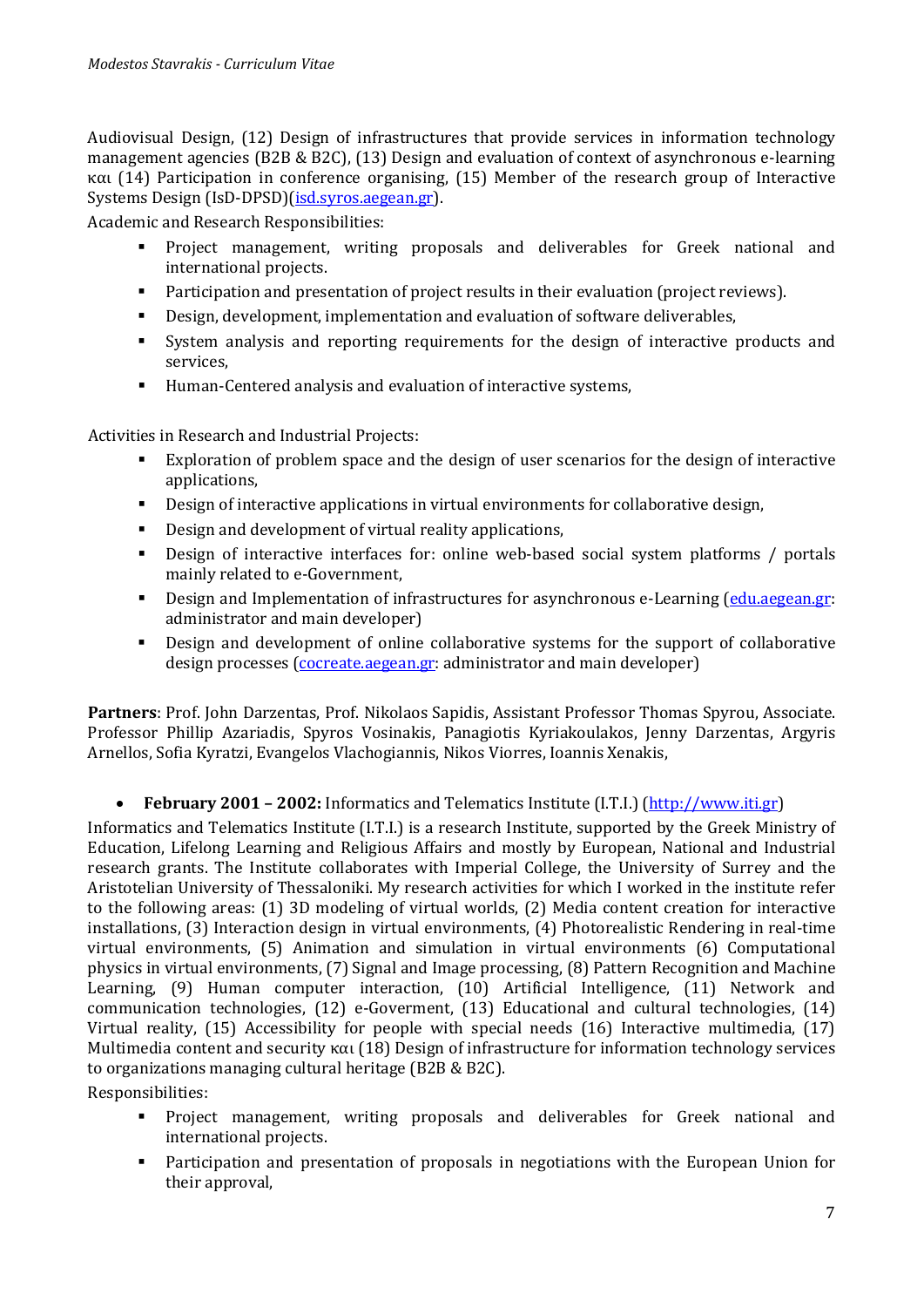Audiovisual Design, (12) Design of infrastructures that provide services in information technology management agencies (B2B & B2C), (13) Design and evaluation of context of asynchronous e-learning και (14) Participation in conference organising, (15) Member of the research group of Interactive Systems Design (IsD-DPSD)([isd.syros.aegean.gr](isd.syros.aegean.gr)).

Academic and Research Responsibilities:

- Project management, writing proposals and deliverables for Greek national and international projects.
- Participation and presentation of project results in their evaluation (project reviews).
- Design, development, implementation and evaluation of software deliverables,
- System analysis and reporting requirements for the design of interactive products and services,
- Human-Centered analysis and evaluation of interactive systems,

Activities in Research and Industrial Projects:

- Exploration of problem space and the design of user scenarios for the design of interactive applications,
- Design of interactive applications in virtual environments for collaborative design,
- Design and development of virtual reality applications,
- Design of interactive interfaces for: online web-based social system platforms / portals mainly related to e-Government,
- Design and Implementation of infrastructures for asynchronous e-Learning ([edu.aegean.gr](edu.aegean.gr): administrator and main developer)
- Design and development of online collaborative systems for the support of collaborative design processes ([cocreate.aegean.gr](cocreate.aegean.gr): administrator and main developer)

**Partners**: Prof. John Darzentas, Prof. Nikolaos Sapidis, Assistant Professor Thomas Spyrou, Associate. Professor Phillip Azariadis, Spyros Vosinakis, Panagiotis Kyriakoulakos, Jenny Darzentas, Argyris Arnellos, Sofia Kyratzi, Evangelos Vlachogiannis, Nikos Viorres, Ioannis Xenakis,

- **February 2001 – 2002:** Informatics and Telematics Institute (I.T.I.) ([http://www.iti.gr](http://www.iti.gr))

Informatics and Telematics Institute (I.T.I.) is a research Institute, supported by the Greek Ministry of Education, Lifelong Learning and Religious Affairs and mostly by European, National and Industrial research grants. The Institute collaborates with Imperial College, the University of Surrey and the Aristotelian University of Thessaloniki. My research activities for which I worked in the institute refer to the following areas: (1) 3D modeling of virtual worlds, (2) Media content creation for interactive installations, (3) Interaction design in virtual environments, (4) Photorealistic Rendering in real-time virtual environments, (5) Animation and simulation in virtual environments (6) Computational physics in virtual environments, (7) Signal and Image processing, (8) Pattern Recognition and Machine Learning, (9) Human computer interaction, (10) Artificial Intelligence, (11) Network and communication technologies, (12) e-Goverment, (13) Educational and cultural technologies, (14) Virtual reality, (15) Accessibility for people with special needs (16) Interactive multimedia, (17) Multimedia content and security και (18) Design of infrastructure for information technology services to organizations managing cultural heritage (B2B & B2C).

Responsibilities:

- Project management, writing proposals and deliverables for Greek national and international projects.
- Participation and presentation of proposals in negotiations with the European Union for their approval,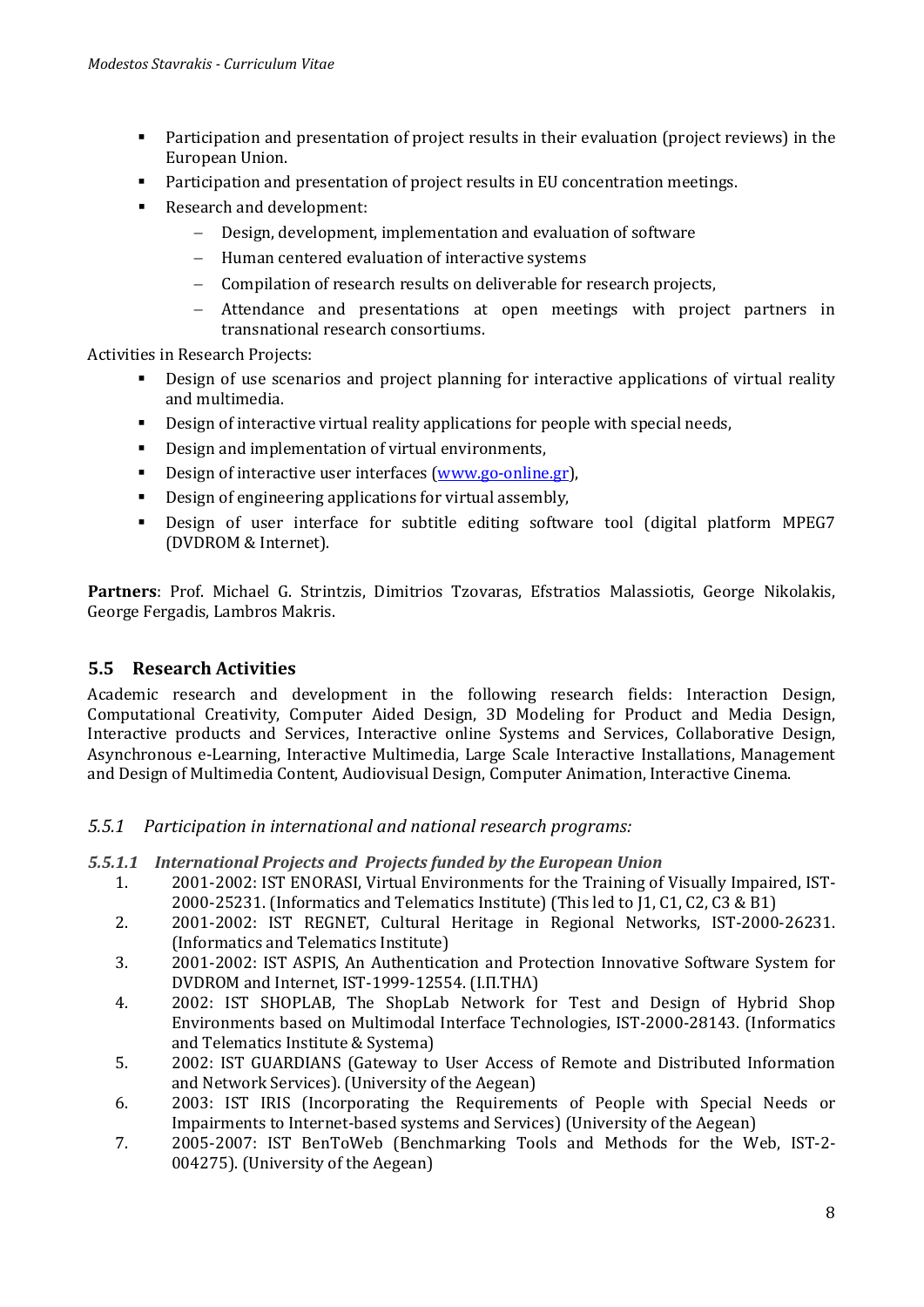- Participation and presentation of project results in their evaluation (project reviews) in the European Union.
- Participation and presentation of project results in EU concentration meetings.
- Research and development:
  - Design, development, implementation and evaluation of software
  - Human centered evaluation of interactive systems
  - Compilation of research results on deliverable for research projects,
  - Attendance and presentations at open meetings with project partners in transnational research consortiums.

Activities in Research Projects:

- Design of use scenarios and project planning for interactive applications of virtual reality and multimedia.
- Design of interactive virtual reality applications for people with special needs,
- Design and implementation of virtual environments,
- Design of interactive user interfaces ([www.go-online.gr](www.go-online.gr)),
- Design of engineering applications for virtual assembly,
- Design of user interface for subtitle editing software tool (digital platform MPEG7 (DVDROM & Internet).

**Partners**: Prof. Michael G. Strintzis, Dimitrios Tzovaras, Efstratios Malassiotis, George Nikolakis, George Fergadis, Lambros Makris.

## 5.5 Research Activities

Academic research and development in the following research fields: Interaction Design, Computational Creativity, Computer Aided Design, 3D Modeling for Product and Media Design, Interactive products and Services, Interactive online Systems and Services, Collaborative Design, Asynchronous e-Learning, Interactive Multimedia, Large Scale Interactive Installations, Management and Design of Multimedia Content, Audiovisual Design, Computer Animation, Interactive Cinema.

### *5.5.1 Participation in international and national research programs:*

#### ***5.5.1.1 International Projects and Projects funded by the European Union***

1. 2001-2002: IST ENORASI, Virtual Environments for the Training of Visually Impaired, IST-2000-25231. (Informatics and Telematics Institute) (This led to J1, C1, C2, C3 & B1)
2. 2001-2002: IST REGNET, Cultural Heritage in Regional Networks, IST-2000-26231. (Informatics and Telematics Institute)
3. 2001-2002: IST ASPIS, An Authentication and Protection Innovative Software System for DVDROM and Internet, IST-1999-12554. (Ι.Π.ΤΗΛ)
4. 2002: IST SHOPLAB, The ShopLab Network for Test and Design of Hybrid Shop Environments based on Multimodal Interface Technologies, IST-2000-28143. (Informatics and Telematics Institute & Systema)
5. 2002: IST GUARDIANS (Gateway to User Access of Remote and Distributed Information and Network Services). (University of the Aegean)
6. 2003: IST IRIS (Incorporating the Requirements of People with Special Needs or Impairments to Internet-based systems and Services) (University of the Aegean)
7. 2005-2007: IST BenToWeb (Benchmarking Tools and Methods for the Web, IST-2-004275). (University of the Aegean)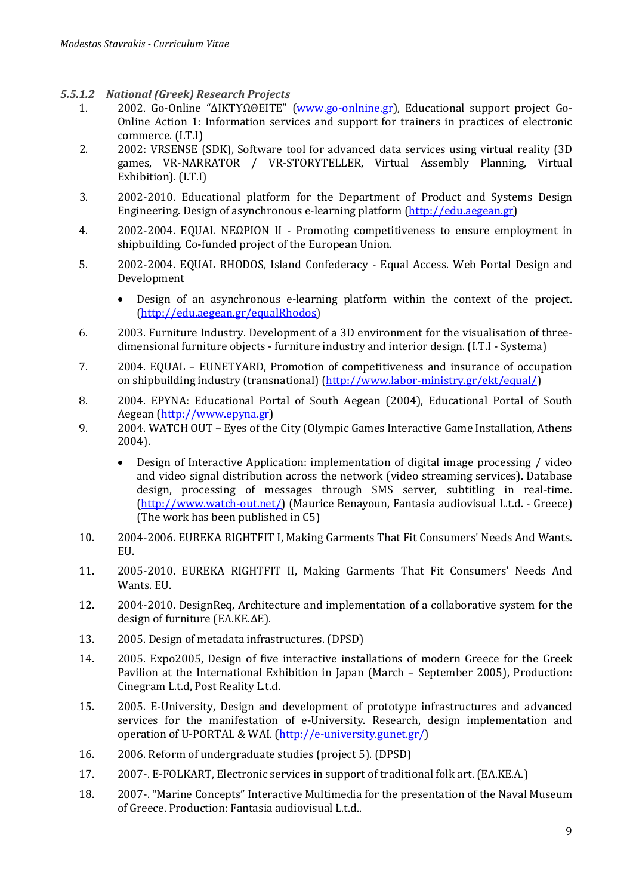#### *5.5.1.2 National (Greek) Research Projects*

1. 2002. Go-Online "ΔΙΚΤΥΩΘΕΙΤΕ" (www.go-onlnine.gr), Educational support project Go-Online Action 1: Information services and support for trainers in practices of electronic commerce. (I.T.I)
2. 2002: VRSENSE (SDK), Software tool for advanced data services using virtual reality (3D games, VR-NARRATOR / VR-STORYTELLER, Virtual Assembly Planning, Virtual Exhibition). (I.T.I)
3. 2002-2010. Educational platform for the Department of Product and Systems Design Engineering. Design of asynchronous e-learning platform (http://edu.aegean.gr)
4. 2002-2004. EQUAL ΝΕΩΡΙΟΝ ΙΙ - Promoting competitiveness to ensure employment in shipbuilding. Co-funded project of the European Union.
5. 2002-2004. EQUAL RHODOS, Island Confederacy - Equal Access. Web Portal Design and Development
   - Design of an asynchronous e-learning platform within the context of the project. (http://edu.aegean.gr/equalRhodos)
6. 2003. Furniture Industry. Development of a 3D environment for the visualisation of three-dimensional furniture objects - furniture industry and interior design. (I.T.I - Systema)
7. 2004. EQUAL – EUNETYARD, Promotion of competitiveness and insurance of occupation on shipbuilding industry (transnational) (http://www.labor-ministry.gr/ekt/equal/)
8. 2004. EPYNA: Educational Portal of South Aegean (2004), Educational Portal of South Aegean (http://www.epyna.gr)
9. 2004. WATCH OUT – Eyes of the City (Olympic Games Interactive Game Installation, Athens 2004).
   - Design of Interactive Application: implementation of digital image processing / video and video signal distribution across the network (video streaming services). Database design, processing of messages through SMS server, subtitling in real-time. (http://www.watch-out.net/) (Maurice Benayoun, Fantasia audiovisual L.t.d. - Greece) (The work has been published in C5)
10. 2004-2006. EUREKA RIGHTFIT I, Making Garments That Fit Consumers' Needs And Wants. EU.
11. 2005-2010. EUREKA RIGHTFIT II, Making Garments That Fit Consumers' Needs And Wants. EU.
12. 2004-2010. DesignReq, Architecture and implementation of a collaborative system for the design of furniture (ΕΛ.ΚΕ.ΔΕ).
13. 2005. Design of metadata infrastructures. (DPSD)
14. 2005. Expo2005, Design of five interactive installations of modern Greece for the Greek Pavilion at the International Exhibition in Japan (March – September 2005), Production: Cinegram L.t.d, Post Reality L.t.d.
15. 2005. E-University, Design and development of prototype infrastructures and advanced services for the manifestation of e-University. Research, design implementation and operation of U-PORTAL & WAI. (http://e-university.gunet.gr/)
16. 2006. Reform of undergraduate studies (project 5). (DPSD)
17. 2007-. E-FOLKART, Electronic services in support of traditional folk art. (ΕΛ.ΚΕ.Α.)
18. 2007-. "Marine Concepts" Interactive Multimedia for the presentation of the Naval Museum of Greece. Production: Fantasia audiovisual L.t.d..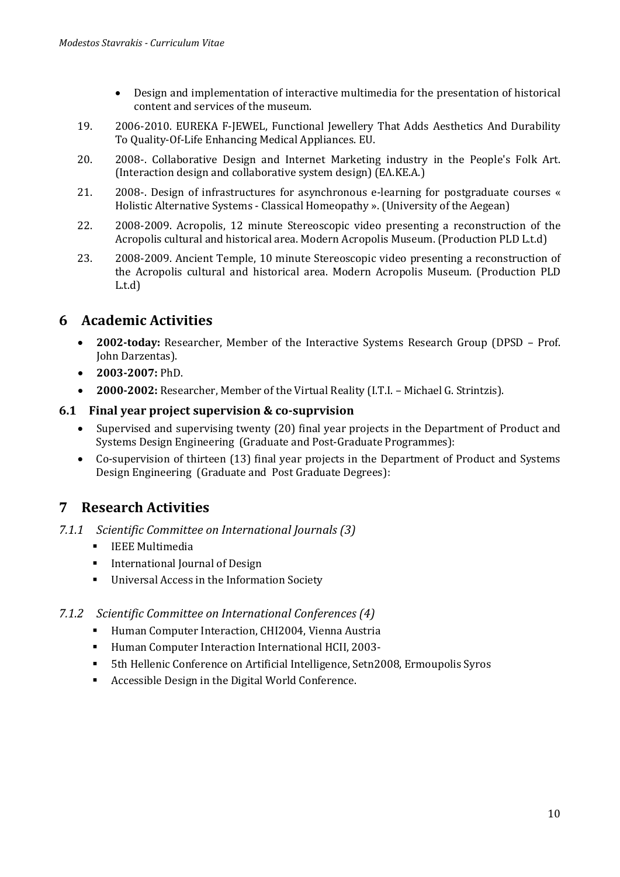- Design and implementation of interactive multimedia for the presentation of historical content and services of the museum.

19. 2006-2010. EUREKA F-JEWEL, Functional Jewellery That Adds Aesthetics And Durability To Quality-Of-Life Enhancing Medical Appliances. EU.
20. 2008-. Collaborative Design and Internet Marketing industry in the People's Folk Art. (Interaction design and collaborative system design) (ΕΛ.ΚΕ.Α.)
21. 2008-. Design of infrastructures for asynchronous e-learning for postgraduate courses « Holistic Alternative Systems - Classical Homeopathy ». (University of the Aegean)
22. 2008-2009. Acropolis, 12 minute Stereoscopic video presenting a reconstruction of the Acropolis cultural and historical area. Modern Acropolis Museum. (Production PLD L.t.d)
23. 2008-2009. Ancient Temple, 10 minute Stereoscopic video presenting a reconstruction of the Acropolis cultural and historical area. Modern Acropolis Museum. (Production PLD L.t.d)

# 6 Academic Activities

- **2002-today:** Researcher, Member of the Interactive Systems Research Group (DPSD – Prof. John Darzentas).
- **2003-2007:** PhD.
- **2000-2002:** Researcher, Member of the Virtual Reality (I.T.I. – Michael G. Strintzis).

## 6.1 Final year project supervision & co-suprvision

- Supervised and supervising twenty (20) final year projects in the Department of Product and Systems Design Engineering (Graduate and Post-Graduate Programmes):
- Co-supervision of thirteen (13) final year projects in the Department of Product and Systems Design Engineering (Graduate and Post Graduate Degrees):

# 7 Research Activities

#### *7.1.1 Scientific Committee on International Journals (3)*

- IEEE Multimedia
- International Journal of Design
- Universal Access in the Information Society

#### *7.1.2 Scientific Committee on International Conferences (4)*

- Human Computer Interaction, CHI2004, Vienna Austria
- Human Computer Interaction International HCII, 2003-
- 5th Hellenic Conference on Artificial Intelligence, Setn2008, Ermoupolis Syros
- Accessible Design in the Digital World Conference.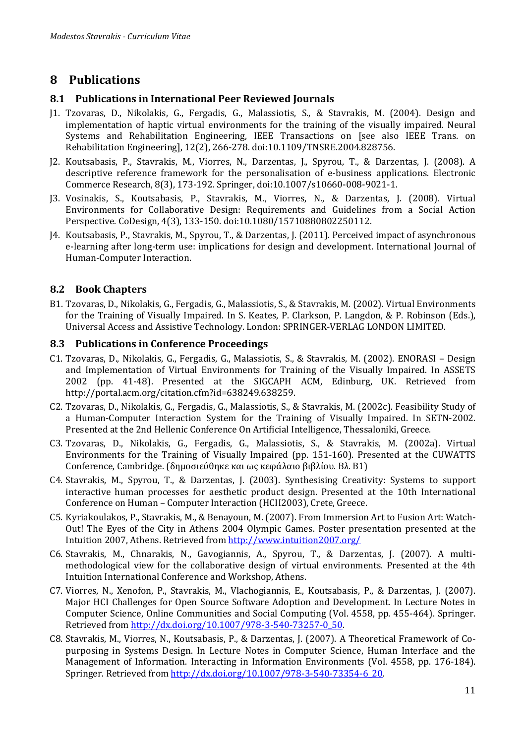# 8 Publications

## 8.1 Publications in International Peer Reviewed Journals

J1. Tzovaras, D., Nikolakis, G., Fergadis, G., Malassiotis, S., & Stavrakis, M. (2004). Design and implementation of haptic virtual environments for the training of the visually impaired. Neural Systems and Rehabilitation Engineering, IEEE Transactions on [see also IEEE Trans. on Rehabilitation Engineering], 12(2), 266-278. doi:10.1109/TNSRE.2004.828756.

J2. Koutsabasis, P., Stavrakis, M., Viorres, N., Darzentas, J., Spyrou, T., & Darzentas, J. (2008). A descriptive reference framework for the personalisation of e-business applications. Electronic Commerce Research, 8(3), 173-192. Springer, doi:10.1007/s10660-008-9021-1.

J3. Vosinakis, S., Koutsabasis, P., Stavrakis, M., Viorres, N., & Darzentas, J. (2008). Virtual Environments for Collaborative Design: Requirements and Guidelines from a Social Action Perspective. CoDesign, 4(3), 133-150. doi:10.1080/15710880802250112.

J4. Koutsabasis, P., Stavrakis, M., Spyrou, T., & Darzentas, J. (2011). Perceived impact of asynchronous e-learning after long-term use: implications for design and development. International Journal of Human-Computer Interaction.

## 8.2 Book Chapters

B1. Tzovaras, D., Nikolakis, G., Fergadis, G., Malassiotis, S., & Stavrakis, M. (2002). Virtual Environments for the Training of Visually Impaired. In S. Keates, P. Clarkson, P. Langdon, & P. Robinson (Eds.), Universal Access and Assistive Technology. London: SPRINGER-VERLAG LONDON LIMITED.

## 8.3 Publications in Conference Proceedings

C1. Tzovaras, D., Nikolakis, G., Fergadis, G., Malassiotis, S., & Stavrakis, M. (2002). ENORASI – Design and Implementation of Virtual Environments for Training of the Visually Impaired. In ASSETS 2002 (pp. 41-48). Presented at the SIGCAPH ACM, Edinburg, UK. Retrieved from http://portal.acm.org/citation.cfm?id=638249.638259.

C2. Tzovaras, D., Nikolakis, G., Fergadis, G., Malassiotis, S., & Stavrakis, M. (2002c). Feasibility Study of a Human-Computer Interaction System for the Training of Visually Impaired. In SETN-2002. Presented at the 2nd Hellenic Conference On Artificial Intelligence, Thessaloniki, Greece.

C3. Tzovaras, D., Nikolakis, G., Fergadis, G., Malassiotis, S., & Stavrakis, M. (2002a). Virtual Environments for the Training of Visually Impaired (pp. 151-160). Presented at the CUWATTS Conference, Cambridge. (δημοσιεύθηκε και ως κεφάλαιο βιβλίου. Βλ. B1)

C4. Stavrakis, M., Spyrou, T., & Darzentas, J. (2003). Synthesising Creativity: Systems to support interactive human processes for aesthetic product design. Presented at the 10th International Conference on Human – Computer Interaction (HCII2003), Crete, Greece.

C5. Kyriakoulakos, P., Stavrakis, M., & Benayoun, M. (2007). From Immersion Art to Fusion Art: Watch-Out! The Eyes of the City in Athens 2004 Olympic Games. Poster presentation presented at the Intuition 2007, Athens. Retrieved from http://www.intuition2007.org/

C6. Stavrakis, M., Chnarakis, N., Gavogiannis, A., Spyrou, T., & Darzentas, J. (2007). A multi-methodological view for the collaborative design of virtual environments. Presented at the 4th Intuition International Conference and Workshop, Athens.

C7. Viorres, N., Xenofon, P., Stavrakis, M., Vlachogiannis, E., Koutsabasis, P., & Darzentas, J. (2007). Major HCI Challenges for Open Source Software Adoption and Development. In Lecture Notes in Computer Science, Online Communities and Social Computing (Vol. 4558, pp. 455-464). Springer. Retrieved from http://dx.doi.org/10.1007/978-3-540-73257-0_50.

C8. Stavrakis, M., Viorres, N., Koutsabasis, P., & Darzentas, J. (2007). A Theoretical Framework of Co-purposing in Systems Design. In Lecture Notes in Computer Science, Human Interface and the Management of Information. Interacting in Information Environments (Vol. 4558, pp. 176-184). Springer. Retrieved from http://dx.doi.org/10.1007/978-3-540-73354-6_20.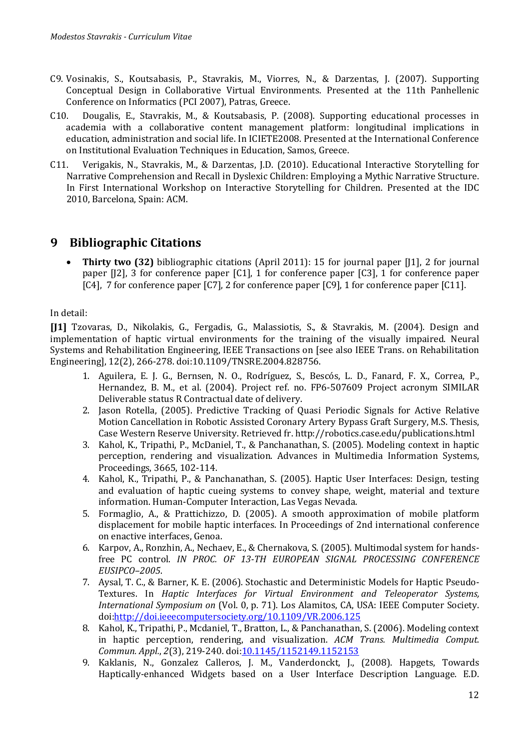C9. Vosinakis, S., Koutsabasis, P., Stavrakis, M., Viorres, N., & Darzentas, J. (2007). Supporting Conceptual Design in Collaborative Virtual Environments. Presented at the 11th Panhellenic Conference on Informatics (PCI 2007), Patras, Greece.

C10. Dougalis, E., Stavrakis, M., & Koutsabasis, P. (2008). Supporting educational processes in academia with a collaborative content management platform: longitudinal implications in education, administration and social life. In ICIETE2008. Presented at the International Conference on Institutional Evaluation Techniques in Education, Samos, Greece.

C11. Verigakis, N., Stavrakis, M., & Darzentas, J.D. (2010). Educational Interactive Storytelling for Narrative Comprehension and Recall in Dyslexic Children: Employing a Mythic Narrative Structure. In First International Workshop on Interactive Storytelling for Children. Presented at the IDC 2010, Barcelona, Spain: ACM.

# 9 Bibliographic Citations

- **Thirty two (32)** bibliographic citations (April 2011): 15 for journal paper [J1], 2 for journal paper [J2], 3 for conference paper [C1], 1 for conference paper [C3], 1 for conference paper [C4], 7 for conference paper [C7], 2 for conference paper [C9], 1 for conference paper [C11].

In detail:

**[J1]** Tzovaras, D., Nikolakis, G., Fergadis, G., Malassiotis, S., & Stavrakis, M. (2004). Design and implementation of haptic virtual environments for the training of the visually impaired. Neural Systems and Rehabilitation Engineering, IEEE Transactions on [see also IEEE Trans. on Rehabilitation Engineering], 12(2), 266-278. doi:10.1109/TNSRE.2004.828756.

1. Aguilera, E. J. G., Bernsen, N. O., Rodríguez, S., Bescós, L. D., Fanard, F. X., Correa, P., Hernandez, B. M., et al. (2004). Project ref. no. FP6-507609 Project acronym SIMILAR Deliverable status R Contractual date of delivery.
2. Jason Rotella, (2005). Predictive Tracking of Quasi Periodic Signals for Active Relative Motion Cancellation in Robotic Assisted Coronary Artery Bypass Graft Surgery, M.S. Thesis, Case Western Reserve University. Retrieved fr. http://robotics.case.edu/publications.html
3. Kahol, K., Tripathi, P., McDaniel, T., & Panchanathan, S. (2005). Modeling context in haptic perception, rendering and visualization. Advances in Multimedia Information Systems, Proceedings, 3665, 102-114.
4. Kahol, K., Tripathi, P., & Panchanathan, S. (2005). Haptic User Interfaces: Design, testing and evaluation of haptic cueing systems to convey shape, weight, material and texture information. Human-Computer Interaction, Las Vegas Nevada.
5. Formaglio, A., & Prattichizzo, D. (2005). A smooth approximation of mobile platform displacement for mobile haptic interfaces. In Proceedings of 2nd international conference on enactive interfaces, Genoa.
6. Karpov, A., Ronzhin, A., Nechaev, E., & Chernakova, S. (2005). Multimodal system for hands-free PC control. *IN PROC. OF 13-TH EUROPEAN SIGNAL PROCESSING CONFERENCE EUSIPCO–2005*.
7. Aysal, T. C., & Barner, K. E. (2006). Stochastic and Deterministic Models for Haptic Pseudo-Textures. In *Haptic Interfaces for Virtual Environment and Teleoperator Systems, International Symposium on* (Vol. 0, p. 71). Los Alamitos, CA, USA: IEEE Computer Society. doi:http://doi.ieeecomputersociety.org/10.1109/VR.2006.125
8. Kahol, K., Tripathi, P., Mcdaniel, T., Bratton, L., & Panchanathan, S. (2006). Modeling context in haptic perception, rendering, and visualization. *ACM Trans. Multimedia Comput. Commun. Appl.*, *2*(3), 219-240. doi:10.1145/1152149.1152153
9. Kaklanis, N., Gonzalez Calleros, J. M., Vanderdonckt, J., (2008). Hapgets, Towards Haptically-enhanced Widgets based on a User Interface Description Language. E.D.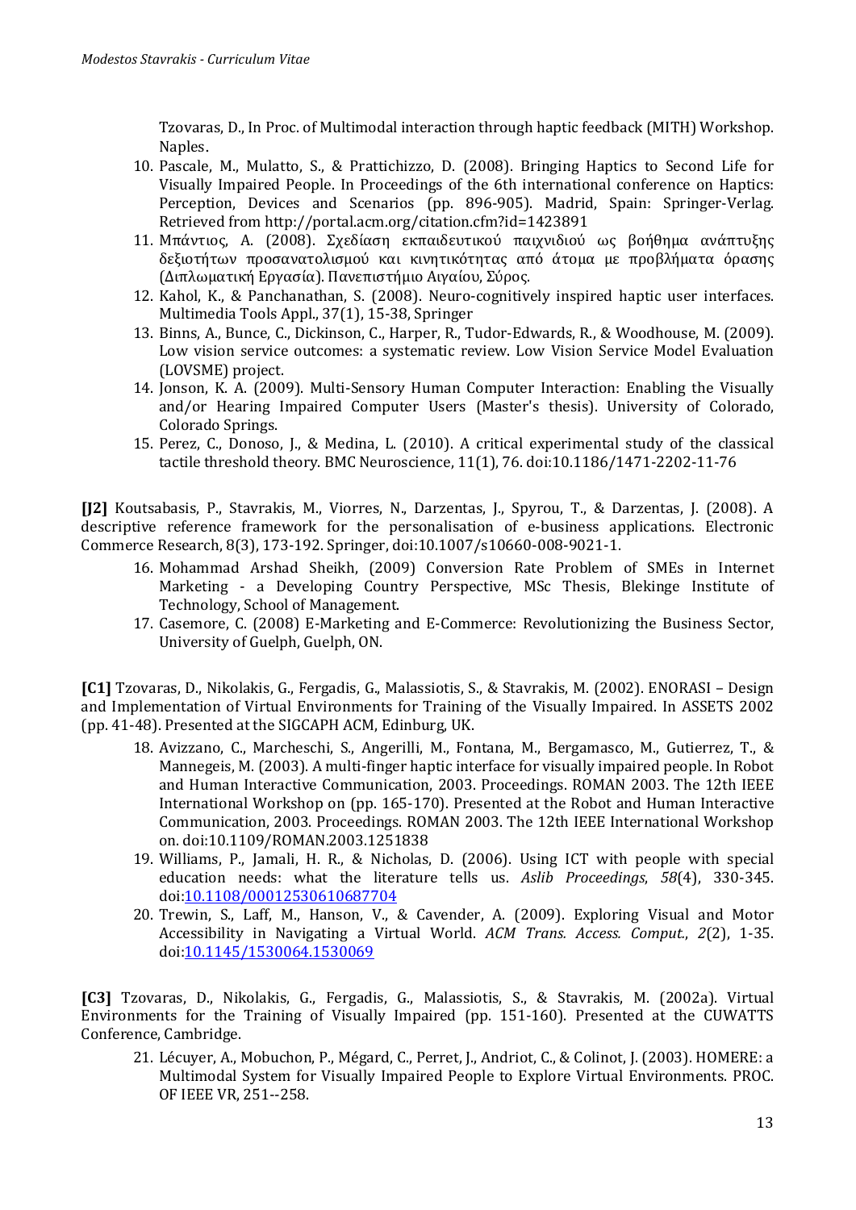Tzovaras, D., In Proc. of Multimodal interaction through haptic feedback (MITH) Workshop. Naples.

10. Pascale, M., Mulatto, S., & Prattichizzo, D. (2008). Bringing Haptics to Second Life for Visually Impaired People. In Proceedings of the 6th international conference on Haptics: Perception, Devices and Scenarios (pp. 896-905). Madrid, Spain: Springer-Verlag. Retrieved from http://portal.acm.org/citation.cfm?id=1423891
11. Μπάντιος, Α. (2008). Σχεδίαση εκπαιδευτικού παιχνιδιού ως βοήθημα ανάπτυξης δεξιοτήτων προσανατολισμού και κινητικότητας από άτομα με προβλήματα όρασης (Διπλωματική Εργασία). Πανεπιστήμιο Αιγαίου, Σύρος.
12. Kahol, K., & Panchanathan, S. (2008). Neuro-cognitively inspired haptic user interfaces. Multimedia Tools Appl., 37(1), 15-38, Springer
13. Binns, A., Bunce, C., Dickinson, C., Harper, R., Tudor-Edwards, R., & Woodhouse, M. (2009). Low vision service outcomes: a systematic review. Low Vision Service Model Evaluation (LOVSME) project.
14. Jonson, K. A. (2009). Multi-Sensory Human Computer Interaction: Enabling the Visually and/or Hearing Impaired Computer Users (Master's thesis). University of Colorado, Colorado Springs.
15. Perez, C., Donoso, J., & Medina, L. (2010). A critical experimental study of the classical tactile threshold theory. BMC Neuroscience, 11(1), 76. doi:10.1186/1471-2202-11-76

**[J2]** Koutsabasis, P., Stavrakis, M., Viorres, N., Darzentas, J., Spyrou, T., & Darzentas, J. (2008). A descriptive reference framework for the personalisation of e-business applications. Electronic Commerce Research, 8(3), 173-192. Springer, doi:10.1007/s10660-008-9021-1.

16. Mohammad Arshad Sheikh, (2009) Conversion Rate Problem of SMEs in Internet Marketing - a Developing Country Perspective, MSc Thesis, Blekinge Institute of Technology, School of Management.
17. Casemore, C. (2008) E-Marketing and E-Commerce: Revolutionizing the Business Sector, University of Guelph, Guelph, ON.

**[C1]** Tzovaras, D., Nikolakis, G., Fergadis, G., Malassiotis, S., & Stavrakis, M. (2002). ENORASI – Design and Implementation of Virtual Environments for Training of the Visually Impaired. In ASSETS 2002 (pp. 41-48). Presented at the SIGCAPH ACM, Edinburg, UK.

18. Avizzano, C., Marcheschi, S., Angerilli, M., Fontana, M., Bergamasco, M., Gutierrez, T., & Mannegeis, M. (2003). A multi-finger haptic interface for visually impaired people. In Robot and Human Interactive Communication, 2003. Proceedings. ROMAN 2003. The 12th IEEE International Workshop on (pp. 165-170). Presented at the Robot and Human Interactive Communication, 2003. Proceedings. ROMAN 2003. The 12th IEEE International Workshop on. doi:10.1109/ROMAN.2003.1251838
19. Williams, P., Jamali, H. R., & Nicholas, D. (2006). Using ICT with people with special education needs: what the literature tells us. *Aslib Proceedings*, *58*(4), 330-345. doi:10.1108/00012530610687704
20. Trewin, S., Laff, M., Hanson, V., & Cavender, A. (2009). Exploring Visual and Motor Accessibility in Navigating a Virtual World. *ACM Trans. Access. Comput.*, *2*(2), 1-35. doi:10.1145/1530064.1530069

**[C3]** Tzovaras, D., Nikolakis, G., Fergadis, G., Malassiotis, S., & Stavrakis, M. (2002a). Virtual Environments for the Training of Visually Impaired (pp. 151-160). Presented at the CUWATTS Conference, Cambridge.

21. Lécuyer, A., Mobuchon, P., Mégard, C., Perret, J., Andriot, C., & Colinot, J. (2003). HOMERE: a Multimodal System for Visually Impaired People to Explore Virtual Environments. PROC. OF IEEE VR, 251--258.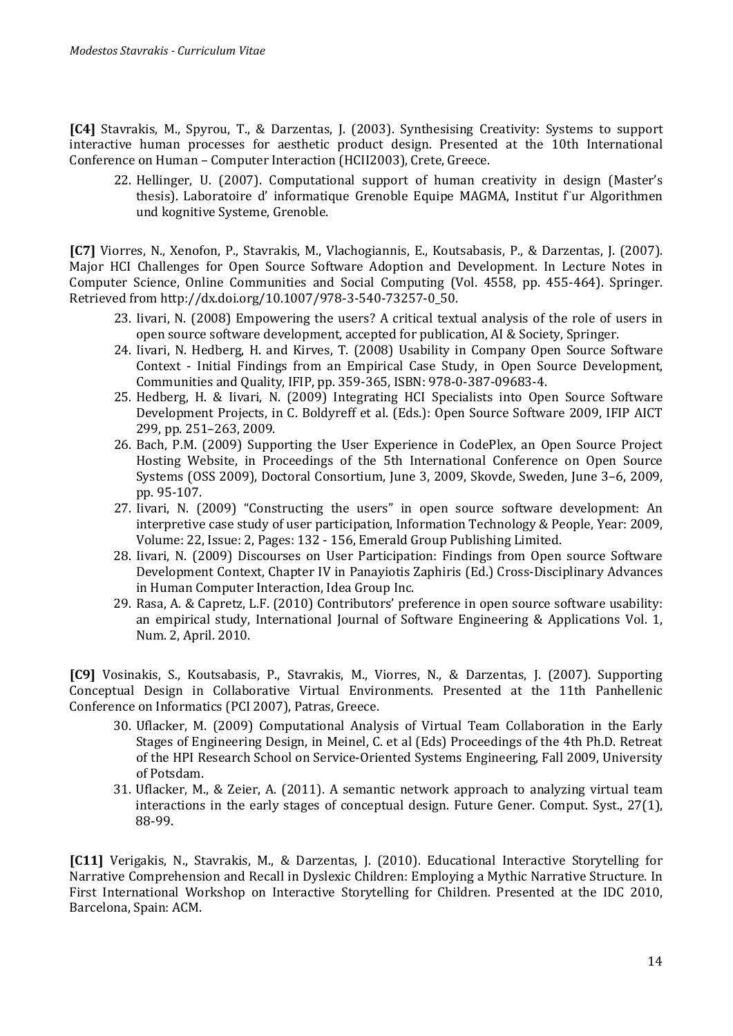**[C4]** Stavrakis, M., Spyrou, T., & Darzentas, J. (2003). Synthesising Creativity: Systems to support interactive human processes for aesthetic product design. Presented at the 10th International Conference on Human – Computer Interaction (HCII2003), Crete, Greece.

22. Hellinger, U. (2007). Computational support of human creativity in design (Master's thesis). Laboratoire d' informatique Grenoble Equipe MAGMA, Institut f`ur Algorithmen und kognitive Systeme, Grenoble.

**[C7]** Viorres, N., Xenofon, P., Stavrakis, M., Vlachogiannis, E., Koutsabasis, P., & Darzentas, J. (2007). Major HCI Challenges for Open Source Software Adoption and Development. In Lecture Notes in Computer Science, Online Communities and Social Computing (Vol. 4558, pp. 455-464). Springer. Retrieved from http://dx.doi.org/10.1007/978-3-540-73257-0_50.

23. Iivari, N. (2008) Empowering the users? A critical textual analysis of the role of users in open source software development, accepted for publication, AI & Society, Springer.
24. Iivari, N. Hedberg, H. and Kirves, T. (2008) Usability in Company Open Source Software Context - Initial Findings from an Empirical Case Study, in Open Source Development, Communities and Quality, IFIP, pp. 359-365, ISBN: 978-0-387-09683-4.
25. Hedberg, H. & Iivari, N. (2009) Integrating HCI Specialists into Open Source Software Development Projects, in C. Boldyreff et al. (Eds.): Open Source Software 2009, IFIP AICT 299, pp. 251–263, 2009.
26. Bach, P.M. (2009) Supporting the User Experience in CodePlex, an Open Source Project Hosting Website, in Proceedings of the 5th International Conference on Open Source Systems (OSS 2009), Doctoral Consortium, June 3, 2009, Skovde, Sweden, June 3–6, 2009, pp. 95-107.
27. Iivari, N. (2009) "Constructing the users" in open source software development: An interpretive case study of user participation, Information Technology & People, Year: 2009, Volume: 22, Issue: 2, Pages: 132 - 156, Emerald Group Publishing Limited.
28. Iivari, N. (2009) Discourses on User Participation: Findings from Open source Software Development Context, Chapter IV in Panayiotis Zaphiris (Ed.) Cross-Disciplinary Advances in Human Computer Interaction, Idea Group Inc.
29. Rasa, A. & Capretz, L.F. (2010) Contributors' preference in open source software usability: an empirical study, International Journal of Software Engineering & Applications Vol. 1, Num. 2, April. 2010.

**[C9]** Vosinakis, S., Koutsabasis, P., Stavrakis, M., Viorres, N., & Darzentas, J. (2007). Supporting Conceptual Design in Collaborative Virtual Environments. Presented at the 11th Panhellenic Conference on Informatics (PCI 2007), Patras, Greece.

30. Uflacker, M. (2009) Computational Analysis of Virtual Team Collaboration in the Early Stages of Engineering Design, in Meinel, C. et al (Eds) Proceedings of the 4th Ph.D. Retreat of the HPI Research School on Service-Oriented Systems Engineering, Fall 2009, University of Potsdam.
31. Uflacker, M., & Zeier, A. (2011). A semantic network approach to analyzing virtual team interactions in the early stages of conceptual design. Future Gener. Comput. Syst., 27(1), 88-99.

**[C11]** Verigakis, N., Stavrakis, M., & Darzentas, J. (2010). Educational Interactive Storytelling for Narrative Comprehension and Recall in Dyslexic Children: Employing a Mythic Narrative Structure. In First International Workshop on Interactive Storytelling for Children. Presented at the IDC 2010, Barcelona, Spain: ACM.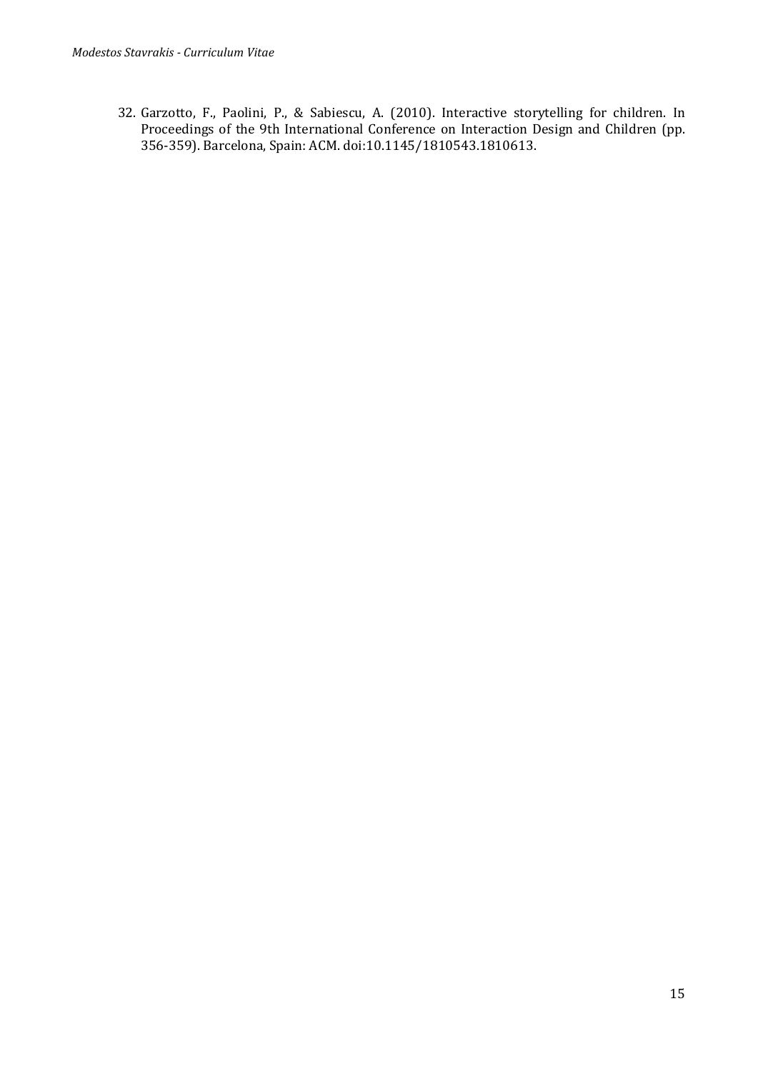32. Garzotto, F., Paolini, P., & Sabiescu, A. (2010). Interactive storytelling for children. In Proceedings of the 9th International Conference on Interaction Design and Children (pp. 356-359). Barcelona, Spain: ACM. doi:10.1145/1810543.1810613.